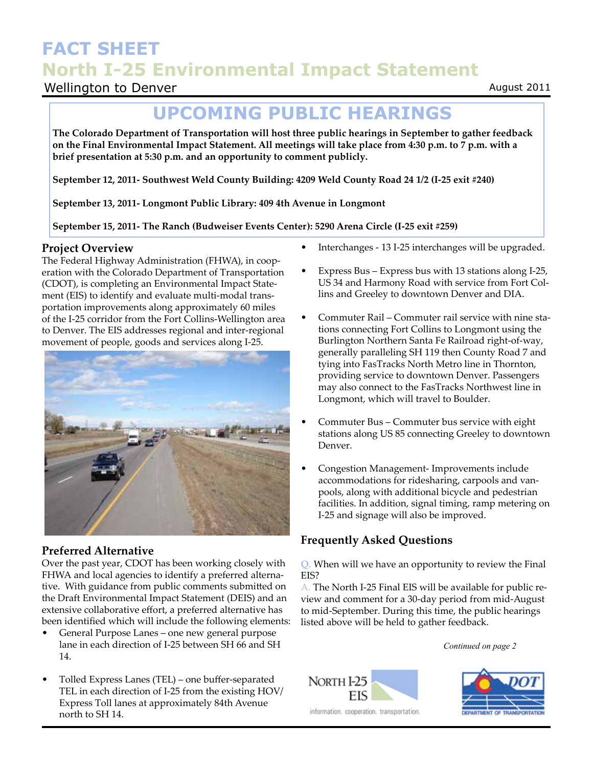# FACT SHEET
# North I-25 Environmental Impact Statement

Wellington to Denver

August 2011

## UPCOMING PUBLIC HEARINGS

**The Colorado Department of Transportation will host three public hearings in September to gather feedback on the Final Environmental Impact Statement. All meetings will take place from 4:30 p.m. to 7 p.m. with a brief presentation at 5:30 p.m. and an opportunity to comment publicly.**

**September 12, 2011- Southwest Weld County Building: 4209 Weld County Road 24 1/2 (I-25 exit #240)**

**September 13, 2011- Longmont Public Library: 409 4th Avenue in Longmont**

**September 15, 2011- The Ranch (Budweiser Events Center): 5290 Arena Circle (I-25 exit #259)**

### Project Overview

The Federal Highway Administration (FHWA), in cooperation with the Colorado Department of Transportation (CDOT), is completing an Environmental Impact Statement (EIS) to identify and evaluate multi-modal transportation improvements along approximately 60 miles of the I-25 corridor from the Fort Collins-Wellington area to Denver. The EIS addresses regional and inter-regional movement of people, goods and services along I-25.

### Preferred Alternative

Over the past year, CDOT has been working closely with FHWA and local agencies to identify a preferred alternative. With guidance from public comments submitted on the Draft Environmental Impact Statement (DEIS) and an extensive collaborative effort, a preferred alternative has been identified which will include the following elements:

- General Purpose Lanes – one new general purpose lane in each direction of I-25 between SH 66 and SH 14.
- Tolled Express Lanes (TEL) – one buffer-separated TEL in each direction of I-25 from the existing HOV/ Express Toll lanes at approximately 84th Avenue north to SH 14.
- Interchanges - 13 I-25 interchanges will be upgraded.
- Express Bus – Express bus with 13 stations along I-25, US 34 and Harmony Road with service from Fort Collins and Greeley to downtown Denver and DIA.
- Commuter Rail – Commuter rail service with nine stations connecting Fort Collins to Longmont using the Burlington Northern Santa Fe Railroad right-of-way, generally paralleling SH 119 then County Road 7 and tying into FasTracks North Metro line in Thornton, providing service to downtown Denver. Passengers may also connect to the FasTracks Northwest line in Longmont, which will travel to Boulder.
- Commuter Bus – Commuter bus service with eight stations along US 85 connecting Greeley to downtown Denver.
- Congestion Management- Improvements include accommodations for ridesharing, carpools and vanpools, along with additional bicycle and pedestrian facilities. In addition, signal timing, ramp metering on I-25 and signage will also be improved.

### Frequently Asked Questions

Q. When will we have an opportunity to review the Final EIS?

A. The North I-25 Final EIS will be available for public review and comment for a 30-day period from mid-August to mid-September. During this time, the public hearings listed above will be held to gather feedback.

*Continued on page 2*

NORTH I-25 EIS
information. cooperation. transportation.

DOT
DEPARTMENT OF TRANSPORTATION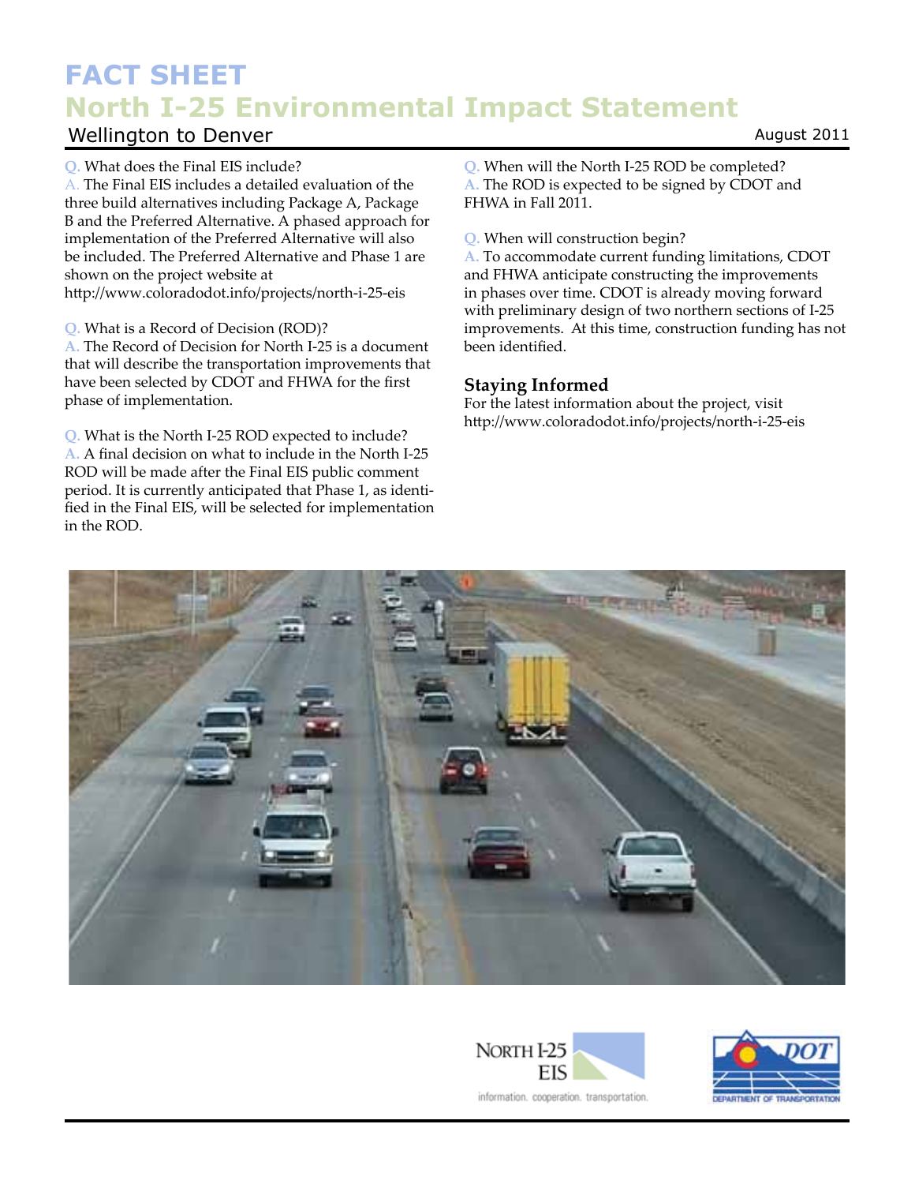# FACT SHEET

# North I-25 Environmental Impact Statement

## Wellington to Denver

August 2011

Q. What does the Final EIS include?

A. The Final EIS includes a detailed evaluation of the three build alternatives including Package A, Package B and the Preferred Alternative. A phased approach for implementation of the Preferred Alternative will also be included. The Preferred Alternative and Phase 1 are shown on the project website at http://www.coloradodot.info/projects/north-i-25-eis

Q. What is a Record of Decision (ROD)?

A. The Record of Decision for North I-25 is a document that will describe the transportation improvements that have been selected by CDOT and FHWA for the first phase of implementation.

Q. What is the North I-25 ROD expected to include?

A. A final decision on what to include in the North I-25 ROD will be made after the Final EIS public comment period. It is currently anticipated that Phase 1, as identified in the Final EIS, will be selected for implementation in the ROD.

Q. When will the North I-25 ROD be completed?

A. The ROD is expected to be signed by CDOT and FHWA in Fall 2011.

Q. When will construction begin?

A. To accommodate current funding limitations, CDOT and FHWA anticipate constructing the improvements in phases over time. CDOT is already moving forward with preliminary design of two northern sections of I-25 improvements. At this time, construction funding has not been identified.

### Staying Informed

For the latest information about the project, visit http://www.coloradodot.info/projects/north-i-25-eis

North I-25 EIS

information. cooperation. transportation.